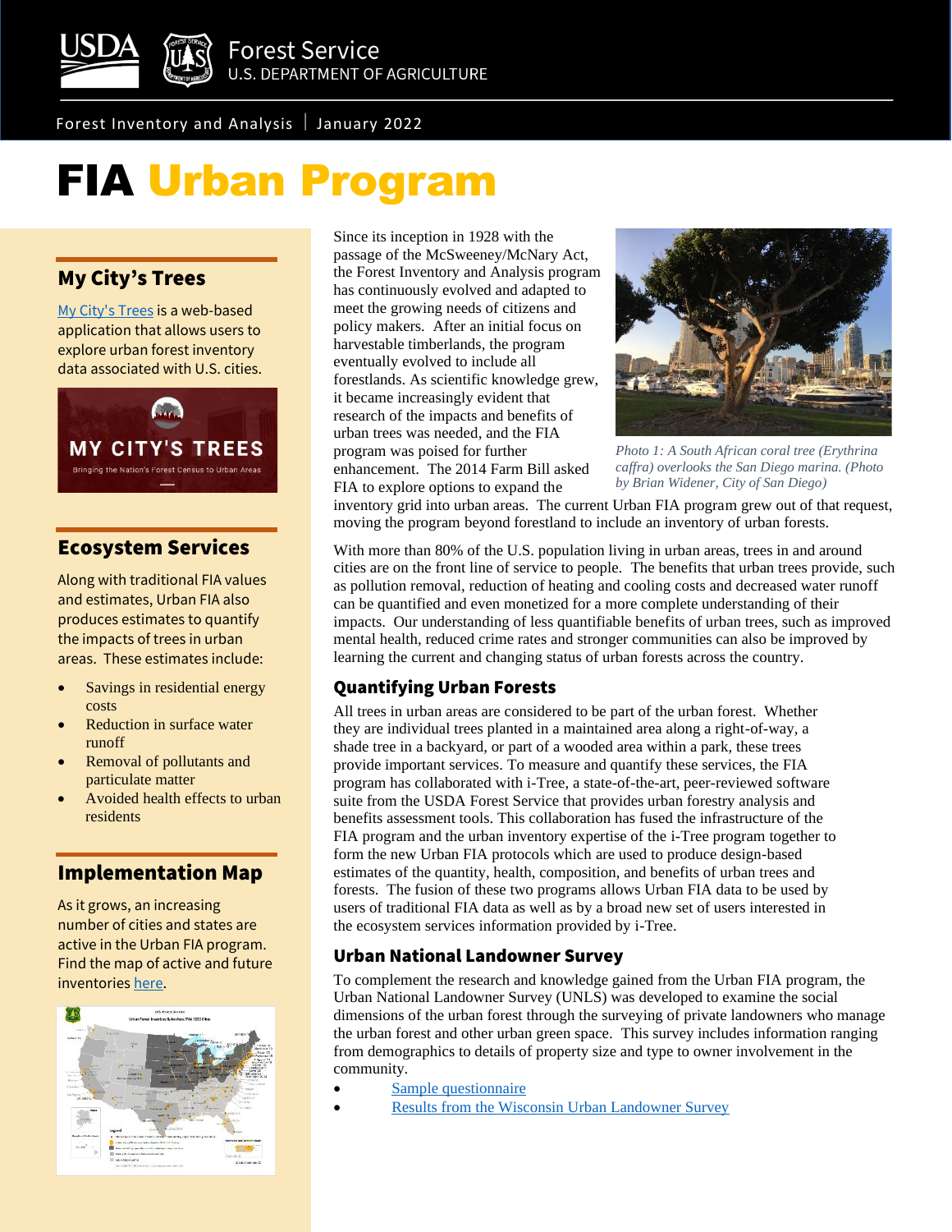Forest Service
U.S. DEPARTMENT OF AGRICULTURE

Forest Inventory and Analysis | January 2022

# FIA Urban Program

Since its inception in 1928 with the passage of the McSweeney/McNary Act, the Forest Inventory and Analysis program has continuously evolved and adapted to meet the growing needs of citizens and policy makers. After an initial focus on harvestable timberlands, the program eventually evolved to include all forestlands. As scientific knowledge grew, it became increasingly evident that research of the impacts and benefits of urban trees was needed, and the FIA program was poised for further enhancement. The 2014 Farm Bill asked FIA to explore options to expand the inventory grid into urban areas. The current Urban FIA program grew out of that request, moving the program beyond forestland to include an inventory of urban forests.

*Photo 1: A South African coral tree (Erythrina caffra) overlooks the San Diego marina. (Photo by Brian Widener, City of San Diego)*

With more than 80% of the U.S. population living in urban areas, trees in and around cities are on the front line of service to people. The benefits that urban trees provide, such as pollution removal, reduction of heating and cooling costs and decreased water runoff can be quantified and even monetized for a more complete understanding of their impacts. Our understanding of less quantifiable benefits of urban trees, such as improved mental health, reduced crime rates and stronger communities can also be improved by learning the current and changing status of urban forests across the country.

## Quantifying Urban Forests

All trees in urban areas are considered to be part of the urban forest. Whether they are individual trees planted in a maintained area along a right-of-way, a shade tree in a backyard, or part of a wooded area within a park, these trees provide important services. To measure and quantify these services, the FIA program has collaborated with i-Tree, a state-of-the-art, peer-reviewed software suite from the USDA Forest Service that provides urban forestry analysis and benefits assessment tools. This collaboration has fused the infrastructure of the FIA program and the urban inventory expertise of the i-Tree program together to form the new Urban FIA protocols which are used to produce design-based estimates of the quantity, health, composition, and benefits of urban trees and forests. The fusion of these two programs allows Urban FIA data to be used by users of traditional FIA data as well as by a broad new set of users interested in the ecosystem services information provided by i-Tree.

## Urban National Landowner Survey

To complement the research and knowledge gained from the Urban FIA program, the Urban National Landowner Survey (UNLS) was developed to examine the social dimensions of the urban forest through the surveying of private landowners who manage the urban forest and other urban green space. This survey includes information ranging from demographics to details of property size and type to owner involvement in the community.

- Sample questionnaire
- Results from the Wisconsin Urban Landowner Survey

## My City's Trees

My City's Trees is a web-based application that allows users to explore urban forest inventory data associated with U.S. cities.

MY CITY'S TREES
Bringing the Nation's Forest Census to Urban Areas

## Ecosystem Services

Along with traditional FIA values and estimates, Urban FIA also produces estimates to quantify the impacts of trees in urban areas. These estimates include:

- Savings in residential energy costs
- Reduction in surface water runoff
- Removal of pollutants and particulate matter
- Avoided health effects to urban residents

## Implementation Map

As it grows, an increasing number of cities and states are active in the Urban FIA program. Find the map of active and future inventories here.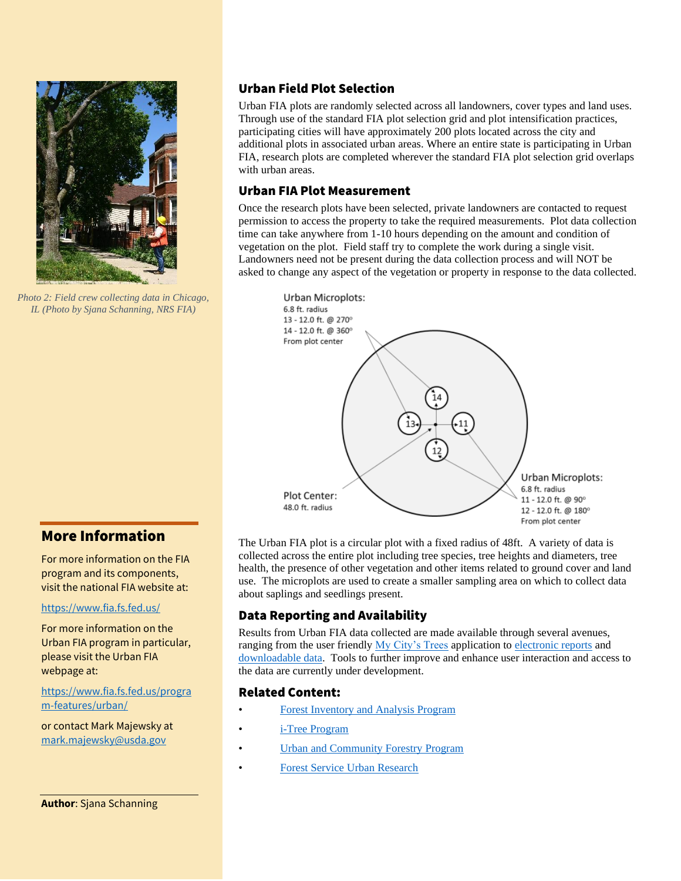Photo 2: Field crew collecting data in Chicago, IL (Photo by Sjana Schanning, NRS FIA)

## More Information

For more information on the FIA program and its components, visit the national FIA website at:

https://www.fia.fs.fed.us/

For more information on the Urban FIA program in particular, please visit the Urban FIA webpage at:

https://www.fia.fs.fed.us/program-features/urban/

or contact Mark Majewsky at mark.majewsky@usda.gov

**Author**: Sjana Schanning

## Urban Field Plot Selection

Urban FIA plots are randomly selected across all landowners, cover types and land uses. Through use of the standard FIA plot selection grid and plot intensification practices, participating cities will have approximately 200 plots located across the city and additional plots in associated urban areas. Where an entire state is participating in Urban FIA, research plots are completed wherever the standard FIA plot selection grid overlaps with urban areas.

## Urban FIA Plot Measurement

Once the research plots have been selected, private landowners are contacted to request permission to access the property to take the required measurements. Plot data collection time can take anywhere from 1-10 hours depending on the amount and condition of vegetation on the plot. Field staff try to complete the work during a single visit. Landowners need not be present during the data collection process and will NOT be asked to change any aspect of the vegetation or property in response to the data collected.

Urban Microplots:
6.8 ft. radius
13 - 12.0 ft. @ 270°
14 - 12.0 ft. @ 360°
From plot center

14
13
11
12

Plot Center:
48.0 ft. radius

Urban Microplots:
6.8 ft. radius
11 - 12.0 ft. @ 90°
12 - 12.0 ft. @ 180°
From plot center

The Urban FIA plot is a circular plot with a fixed radius of 48ft. A variety of data is collected across the entire plot including tree species, tree heights and diameters, tree health, the presence of other vegetation and other items related to ground cover and land use. The microplots are used to create a smaller sampling area on which to collect data about saplings and seedlings present.

## Data Reporting and Availability

Results from Urban FIA data collected are made available through several avenues, ranging from the user friendly My City's Trees application to electronic reports and downloadable data. Tools to further improve and enhance user interaction and access to the data are currently under development.

## Related Content:

- Forest Inventory and Analysis Program
- i-Tree Program
- Urban and Community Forestry Program
- Forest Service Urban Research